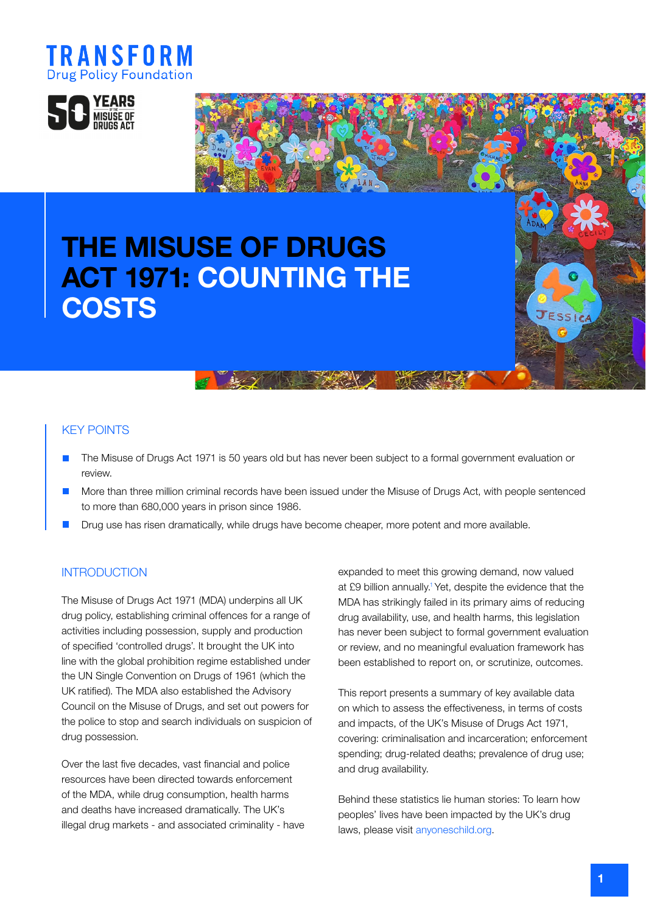TRANSFORM
Drug Policy Foundation

50 YEARS OF THE MISUSE OF DRUGS ACT

# THE MISUSE OF DRUGS ACT 1971: COUNTING THE COSTS

## KEY POINTS

- The Misuse of Drugs Act 1971 is 50 years old but has never been subject to a formal government evaluation or review.
- More than three million criminal records have been issued under the Misuse of Drugs Act, with people sentenced to more than 680,000 years in prison since 1986.
- Drug use has risen dramatically, while drugs have become cheaper, more potent and more available.

## INTRODUCTION

The Misuse of Drugs Act 1971 (MDA) underpins all UK drug policy, establishing criminal offences for a range of activities including possession, supply and production of specified 'controlled drugs'. It brought the UK into line with the global prohibition regime established under the UN Single Convention on Drugs of 1961 (which the UK ratified). The MDA also established the Advisory Council on the Misuse of Drugs, and set out powers for the police to stop and search individuals on suspicion of drug possession.

Over the last five decades, vast financial and police resources have been directed towards enforcement of the MDA, while drug consumption, health harms and deaths have increased dramatically. The UK's illegal drug markets - and associated criminality - have expanded to meet this growing demand, now valued at £9 billion annually.[1] Yet, despite the evidence that the MDA has strikingly failed in its primary aims of reducing drug availability, use, and health harms, this legislation has never been subject to formal government evaluation or review, and no meaningful evaluation framework has been established to report on, or scrutinize, outcomes.

This report presents a summary of key available data on which to assess the effectiveness, in terms of costs and impacts, of the UK's Misuse of Drugs Act 1971, covering: criminalisation and incarceration; enforcement spending; drug-related deaths; prevalence of drug use; and drug availability.

Behind these statistics lie human stories: To learn how peoples' lives have been impacted by the UK's drug laws, please visit anyoneschild.org.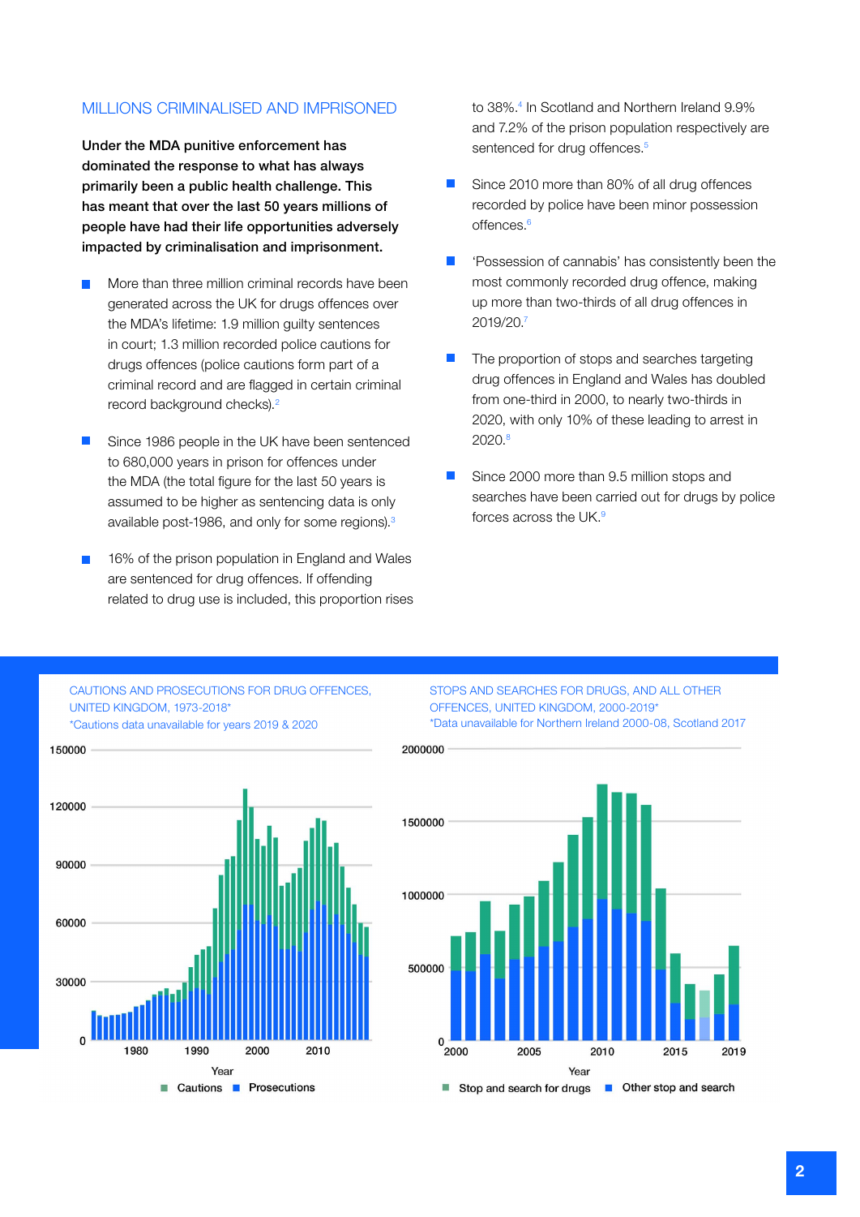## MILLIONS CRIMINALISED AND IMPRISONED

**Under the MDA punitive enforcement has dominated the response to what has always primarily been a public health challenge. This has meant that over the last 50 years millions of people have had their life opportunities adversely impacted by criminalisation and imprisonment.**

- More than three million criminal records have been generated across the UK for drugs offences over the MDA's lifetime: 1.9 million guilty sentences in court; 1.3 million recorded police cautions for drugs offences (police cautions form part of a criminal record and are flagged in certain criminal record background checks).[2]
- Since 1986 people in the UK have been sentenced to 680,000 years in prison for offences under the MDA (the total figure for the last 50 years is assumed to be higher as sentencing data is only available post-1986, and only for some regions).[3]
- 16% of the prison population in England and Wales are sentenced for drug offences. If offending related to drug use is included, this proportion rises to 38%.[4] In Scotland and Northern Ireland 9.9% and 7.2% of the prison population respectively are sentenced for drug offences.[5]
- Since 2010 more than 80% of all drug offences recorded by police have been minor possession offences.[6]
- 'Possession of cannabis' has consistently been the most commonly recorded drug offence, making up more than two-thirds of all drug offences in 2019/20.[7]
- The proportion of stops and searches targeting drug offences in England and Wales has doubled from one-third in 2000, to nearly two-thirds in 2020, with only 10% of these leading to arrest in 2020.[8]
- Since 2000 more than 9.5 million stops and searches have been carried out for drugs by police forces across the UK.[9]

CAUTIONS AND PROSECUTIONS FOR DRUG OFFENCES, UNITED KINGDOM, 1973-2018*
*Cautions data unavailable for years 2019 & 2020

STOPS AND SEARCHES FOR DRUGS, AND ALL OTHER OFFENCES, UNITED KINGDOM, 2000-2019*
*Data unavailable for Northern Ireland 2000-08, Scotland 2017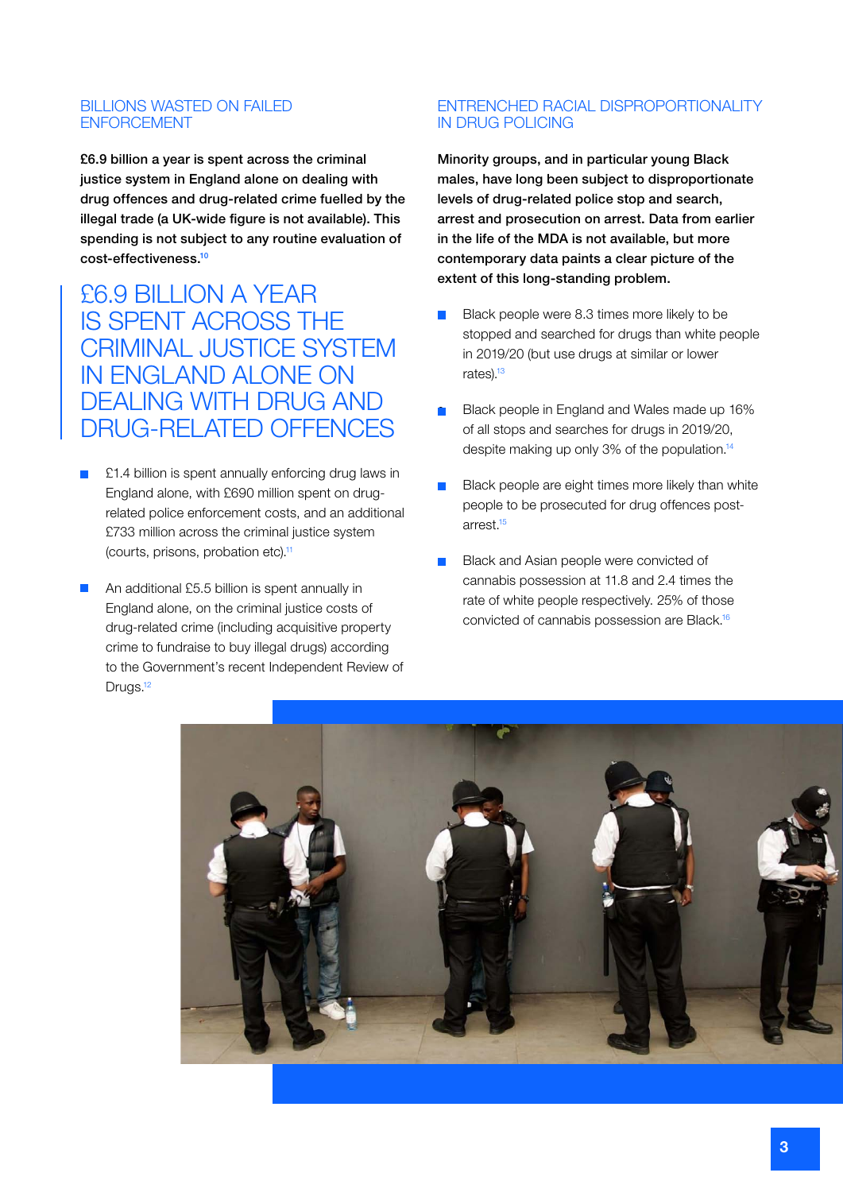## BILLIONS WASTED ON FAILED ENFORCEMENT

**£6.9 billion a year is spent across the criminal justice system in England alone on dealing with drug offences and drug-related crime fuelled by the illegal trade (a UK-wide figure is not available). This spending is not subject to any routine evaluation of cost-effectiveness.**[10]

> £6.9 BILLION A YEAR IS SPENT ACROSS THE CRIMINAL JUSTICE SYSTEM IN ENGLAND ALONE ON DEALING WITH DRUG AND DRUG-RELATED OFFENCES

- £1.4 billion is spent annually enforcing drug laws in England alone, with £690 million spent on drug-related police enforcement costs, and an additional £733 million across the criminal justice system (courts, prisons, probation etc).[11]
- An additional £5.5 billion is spent annually in England alone, on the criminal justice costs of drug-related crime (including acquisitive property crime to fundraise to buy illegal drugs) according to the Government's recent Independent Review of Drugs.[12]

## ENTRENCHED RACIAL DISPROPORTIONALITY IN DRUG POLICING

**Minority groups, and in particular young Black males, have long been subject to disproportionate levels of drug-related police stop and search, arrest and prosecution on arrest. Data from earlier in the life of the MDA is not available, but more contemporary data paints a clear picture of the extent of this long-standing problem.**

- Black people were 8.3 times more likely to be stopped and searched for drugs than white people in 2019/20 (but use drugs at similar or lower rates).[13]
- Black people in England and Wales made up 16% of all stops and searches for drugs in 2019/20, despite making up only 3% of the population.[14]
- Black people are eight times more likely than white people to be prosecuted for drug offences post-arrest.[15]
- Black and Asian people were convicted of cannabis possession at 11.8 and 2.4 times the rate of white people respectively. 25% of those convicted of cannabis possession are Black.[16]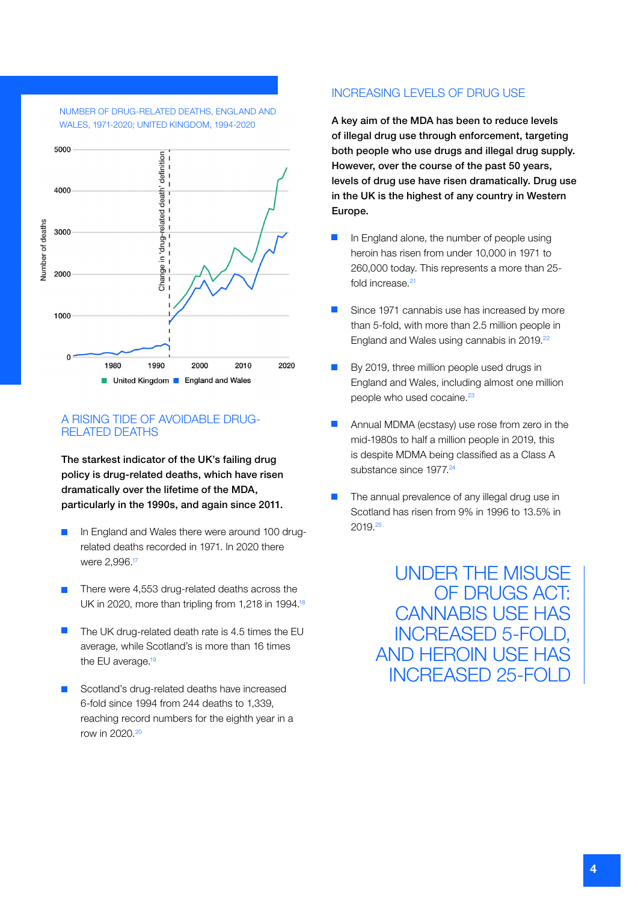NUMBER OF DRUG-RELATED DEATHS, ENGLAND AND WALES, 1971-2020; UNITED KINGDOM, 1994-2020

## A RISING TIDE OF AVOIDABLE DRUG-RELATED DEATHS

**The starkest indicator of the UK's failing drug policy is drug-related deaths, which have risen dramatically over the lifetime of the MDA, particularly in the 1990s, and again since 2011.**

- In England and Wales there were around 100 drug-related deaths recorded in 1971. In 2020 there were 2,996.[17]
- There were 4,553 drug-related deaths across the UK in 2020, more than tripling from 1,218 in 1994.[18]
- The UK drug-related death rate is 4.5 times the EU average, while Scotland's is more than 16 times the EU average.[19]
- Scotland's drug-related deaths have increased 6-fold since 1994 from 244 deaths to 1,339, reaching record numbers for the eighth year in a row in 2020.[20]

## INCREASING LEVELS OF DRUG USE

**A key aim of the MDA has been to reduce levels of illegal drug use through enforcement, targeting both people who use drugs and illegal drug supply. However, over the course of the past 50 years, levels of drug use have risen dramatically. Drug use in the UK is the highest of any country in Western Europe.**

- In England alone, the number of people using heroin has risen from under 10,000 in 1971 to 260,000 today. This represents a more than 25-fold increase.[21]
- Since 1971 cannabis use has increased by more than 5-fold, with more than 2.5 million people in England and Wales using cannabis in 2019.[22]
- By 2019, three million people used drugs in England and Wales, including almost one million people who used cocaine.[23]
- Annual MDMA (ecstasy) use rose from zero in the mid-1980s to half a million people in 2019, this is despite MDMA being classified as a Class A substance since 1977.[24]
- The annual prevalence of any illegal drug use in Scotland has risen from 9% in 1996 to 13.5% in 2019.[25]

> UNDER THE MISUSE OF DRUGS ACT: CANNABIS USE HAS INCREASED 5-FOLD, AND HEROIN USE HAS INCREASED 25-FOLD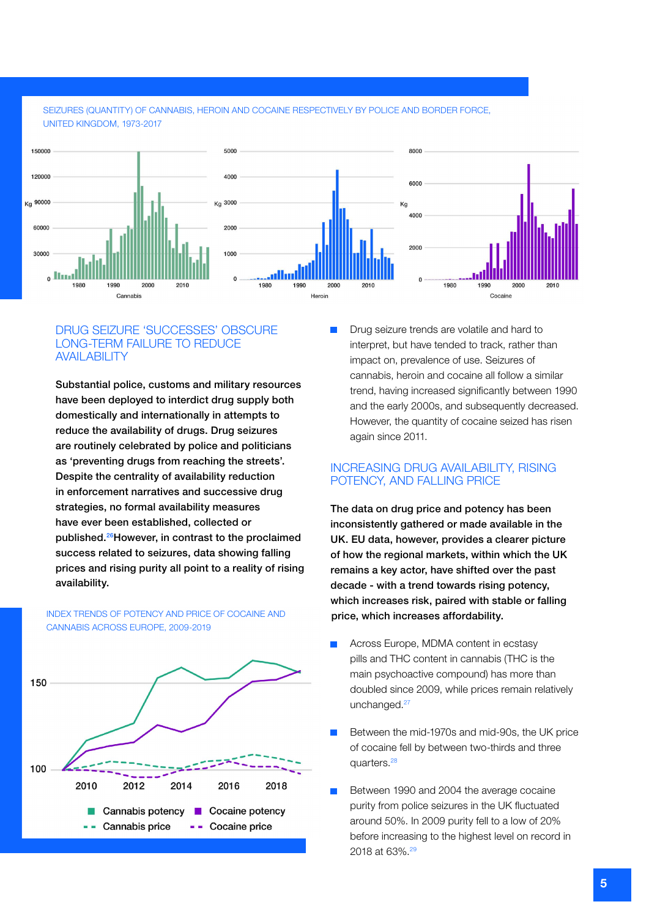SEIZURES (QUANTITY) OF CANNABIS, HEROIN AND COCAINE RESPECTIVELY BY POLICE AND BORDER FORCE, UNITED KINGDOM, 1973-2017

## DRUG SEIZURE 'SUCCESSES' OBSCURE LONG-TERM FAILURE TO REDUCE AVAILABILITY

**Substantial police, customs and military resources have been deployed to interdict drug supply both domestically and internationally in attempts to reduce the availability of drugs. Drug seizures are routinely celebrated by police and politicians as 'preventing drugs from reaching the streets'. Despite the centrality of availability reduction in enforcement narratives and successive drug strategies, no formal availability measures have ever been established, collected or published.[26] However, in contrast to the proclaimed success related to seizures, data showing falling prices and rising purity all point to a reality of rising availability.**

INDEX TRENDS OF POTENCY AND PRICE OF COCAINE AND CANNABIS ACROSS EUROPE, 2009-2019

- Drug seizure trends are volatile and hard to interpret, but have tended to track, rather than impact on, prevalence of use. Seizures of cannabis, heroin and cocaine all follow a similar trend, having increased significantly between 1990 and the early 2000s, and subsequently decreased. However, the quantity of cocaine seized has risen again since 2011.

## INCREASING DRUG AVAILABILITY, RISING POTENCY, AND FALLING PRICE

**The data on drug price and potency has been inconsistently gathered or made available in the UK. EU data, however, provides a clearer picture of how the regional markets, within which the UK remains a key actor, have shifted over the past decade - with a trend towards rising potency, which increases risk, paired with stable or falling price, which increases affordability.**

- Across Europe, MDMA content in ecstasy pills and THC content in cannabis (THC is the main psychoactive compound) has more than doubled since 2009, while prices remain relatively unchanged.[27]
- Between the mid-1970s and mid-90s, the UK price of cocaine fell by between two-thirds and three quarters.[28]
- Between 1990 and 2004 the average cocaine purity from police seizures in the UK fluctuated around 50%. In 2009 purity fell to a low of 20% before increasing to the highest level on record in 2018 at 63%.[29]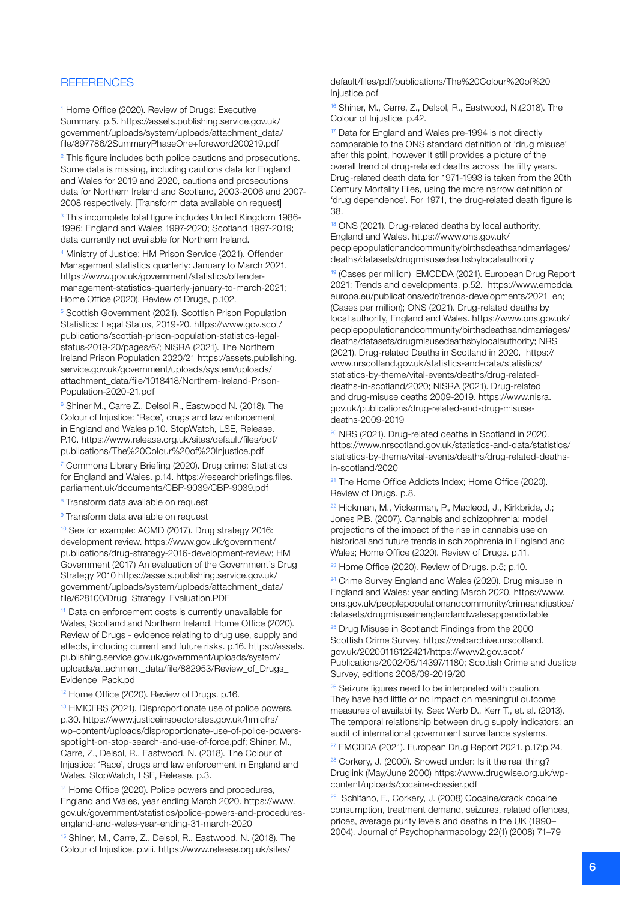## REFERENCES

[1] Home Office (2020). Review of Drugs: Executive Summary. p.5. https://assets.publishing.service.gov.uk/government/uploads/system/uploads/attachment_data/file/897786/2SummaryPhaseOne+foreword200219.pdf

[2] This figure includes both police cautions and prosecutions. Some data is missing, including cautions data for England and Wales for 2019 and 2020, cautions and prosecutions data for Northern Ireland and Scotland, 2003-2006 and 2007-2008 respectively. [Transform data available on request]

[3] This incomplete total figure includes United Kingdom 1986-1996; England and Wales 1997-2020; Scotland 1997-2019; data currently not available for Northern Ireland.

[4] Ministry of Justice; HM Prison Service (2021). Offender Management statistics quarterly: January to March 2021. https://www.gov.uk/government/statistics/offender-management-statistics-quarterly-january-to-march-2021; Home Office (2020). Review of Drugs, p.102.

[5] Scottish Government (2021). Scottish Prison Population Statistics: Legal Status, 2019-20. https://www.gov.scot/publications/scottish-prison-population-statistics-legal-status-2019-20/pages/6/; NISRA (2021). The Northern Ireland Prison Population 2020/21 https://assets.publishing.service.gov.uk/government/uploads/system/uploads/attachment_data/file/1018418/Northern-Ireland-Prison-Population-2020-21.pdf

[6] Shiner M., Carre Z., Delsol R., Eastwood N. (2018). The Colour of Injustice: 'Race', drugs and law enforcement in England and Wales p.10. StopWatch, LSE, Release. P.10. https://www.release.org.uk/sites/default/files/pdf/publications/The%20Colour%20of%20Injustice.pdf

[7] Commons Library Briefing (2020). Drug crime: Statistics for England and Wales. p.14. https://researchbriefings.files.parliament.uk/documents/CBP-9039/CBP-9039.pdf

[8] Transform data available on request

[9] Transform data available on request

[10] See for example: ACMD (2017). Drug strategy 2016: development review. https://www.gov.uk/government/publications/drug-strategy-2016-development-review; HM Government (2017) An evaluation of the Government's Drug Strategy 2010 https://assets.publishing.service.gov.uk/government/uploads/system/uploads/attachment_data/file/628100/Drug_Strategy_Evaluation.PDF

[11] Data on enforcement costs is currently unavailable for Wales, Scotland and Northern Ireland. Home Office (2020). Review of Drugs - evidence relating to drug use, supply and effects, including current and future risks. p.16. https://assets.publishing.service.gov.uk/government/uploads/system/uploads/attachment_data/file/882953/Review_of_Drugs_Evidence_Pack.pd

[12] Home Office (2020). Review of Drugs. p.16.

[13] HMICFRS (2021). Disproportionate use of police powers. p.30. https://www.justiceinspectorates.gov.uk/hmicfrs/wp-content/uploads/disproportionate-use-of-police-powers-spotlight-on-stop-search-and-use-of-force.pdf; Shiner, M., Carre, Z., Delsol, R., Eastwood, N. (2018). The Colour of Injustice: 'Race', drugs and law enforcement in England and Wales. StopWatch, LSE, Release. p.3.

[14] Home Office (2020). Police powers and procedures, England and Wales, year ending March 2020. https://www.gov.uk/government/statistics/police-powers-and-procedures-england-and-wales-year-ending-31-march-2020

[15] Shiner, M., Carre, Z., Delsol, R., Eastwood, N. (2018). The Colour of Injustice. p.viii. https://www.release.org.uk/sites/default/files/pdf/publications/The%20Colour%20of%20Injustice.pdf

[16] Shiner, M., Carre, Z., Delsol, R., Eastwood, N.(2018). The Colour of Injustice. p.42.

[17] Data for England and Wales pre-1994 is not directly comparable to the ONS standard definition of 'drug misuse' after this point, however it still provides a picture of the overall trend of drug-related deaths across the fifty years. Drug-related death data for 1971-1993 is taken from the 20th Century Mortality Files, using the more narrow definition of 'drug dependence'. For 1971, the drug-related death figure is 38.

[18] ONS (2021). Drug-related deaths by local authority, England and Wales. https://www.ons.gov.uk/peoplepopulationandcommunity/birthsdeathsandmarriages/deaths/datasets/drugmisusedeathsbylocalauthority

[19] (Cases per million) EMCDDA (2021). European Drug Report 2021: Trends and developments. p.52. https://www.emcdda.europa.eu/publications/edr/trends-developments/2021_en; (Cases per million); ONS (2021). Drug-related deaths by local authority, England and Wales. https://www.ons.gov.uk/peoplepopulationandcommunity/birthsdeathsandmarriages/deaths/datasets/drugmisusedeathsbylocalauthority; NRS (2021). Drug-related Deaths in Scotland in 2020. https://www.nrscotland.gov.uk/statistics-and-data/statistics/statistics-by-theme/vital-events/deaths/drug-related-deaths-in-scotland/2020; NISRA (2021). Drug-related and drug-misuse deaths 2009-2019. https://www.nisra.gov.uk/publications/drug-related-and-drug-misuse-deaths-2009-2019

[20] NRS (2021). Drug-related deaths in Scotland in 2020. https://www.nrscotland.gov.uk/statistics-and-data/statistics/statistics-by-theme/vital-events/deaths/drug-related-deaths-in-scotland/2020

[21] The Home Office Addicts Index; Home Office (2020). Review of Drugs. p.8.

[22] Hickman, M., Vickerman, P., Macleod, J., Kirkbride, J.; Jones P.B. (2007). Cannabis and schizophrenia: model projections of the impact of the rise in cannabis use on historical and future trends in schizophrenia in England and Wales; Home Office (2020). Review of Drugs. p.11.

[23] Home Office (2020). Review of Drugs. p.5; p.10.

[24] Crime Survey England and Wales (2020). Drug misuse in England and Wales: year ending March 2020. https://www.ons.gov.uk/peoplepopulationandcommunity/crimeandjustice/datasets/drugmisuseinenglandandwalesappendixtable

[25] Drug Misuse in Scotland: Findings from the 2000 Scottish Crime Survey. https://webarchive.nrscotland.gov.uk/20200116122421/https://www2.gov.scot/Publications/2002/05/14397/1180; Scottish Crime and Justice Survey, editions 2008/09-2019/20

[26] Seizure figures need to be interpreted with caution. They have had little or no impact on meaningful outcome measures of availability. See: Werb D., Kerr T., et. al. (2013). The temporal relationship between drug supply indicators: an audit of international government surveillance systems.

[27] EMCDDA (2021). European Drug Report 2021. p.17;p.24.

[28] Corkery, J. (2000). Snowed under: Is it the real thing? Druglink (May/June 2000) https://www.drugwise.org.uk/wp-content/uploads/cocaine-dossier.pdf

[29] Schifano, F., Corkery, J. (2008) Cocaine/crack cocaine consumption, treatment demand, seizures, related offences, prices, average purity levels and deaths in the UK (1990–2004). Journal of Psychopharmacology 22(1) (2008) 71–79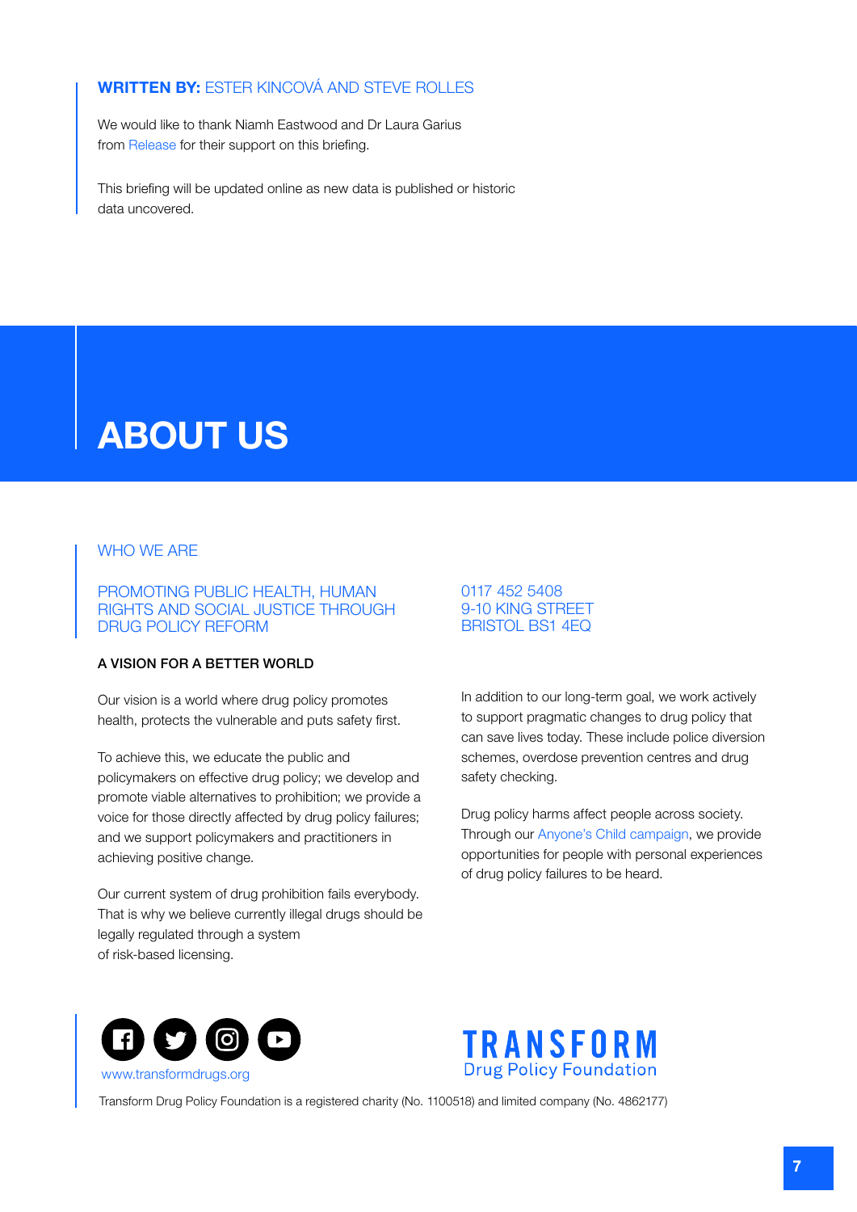**WRITTEN BY:** ESTER KINCOVÁ AND STEVE ROLLES

We would like to thank Niamh Eastwood and Dr Laura Garius from Release for their support on this briefing.

This briefing will be updated online as new data is published or historic data uncovered.

# ABOUT US

## WHO WE ARE

PROMOTING PUBLIC HEALTH, HUMAN RIGHTS AND SOCIAL JUSTICE THROUGH DRUG POLICY REFORM

0117 452 5408
9-10 KING STREET
BRISTOL BS1 4EQ

### A VISION FOR A BETTER WORLD

Our vision is a world where drug policy promotes health, protects the vulnerable and puts safety first.

To achieve this, we educate the public and policymakers on effective drug policy; we develop and promote viable alternatives to prohibition; we provide a voice for those directly affected by drug policy failures; and we support policymakers and practitioners in achieving positive change.

Our current system of drug prohibition fails everybody. That is why we believe currently illegal drugs should be legally regulated through a system of risk-based licensing.

In addition to our long-term goal, we work actively to support pragmatic changes to drug policy that can save lives today. These include police diversion schemes, overdose prevention centres and drug safety checking.

Drug policy harms affect people across society. Through our Anyone's Child campaign, we provide opportunities for people with personal experiences of drug policy failures to be heard.

www.transformdrugs.org

TRANSFORM
Drug Policy Foundation

Transform Drug Policy Foundation is a registered charity (No. 1100518) and limited company (No. 4862177)